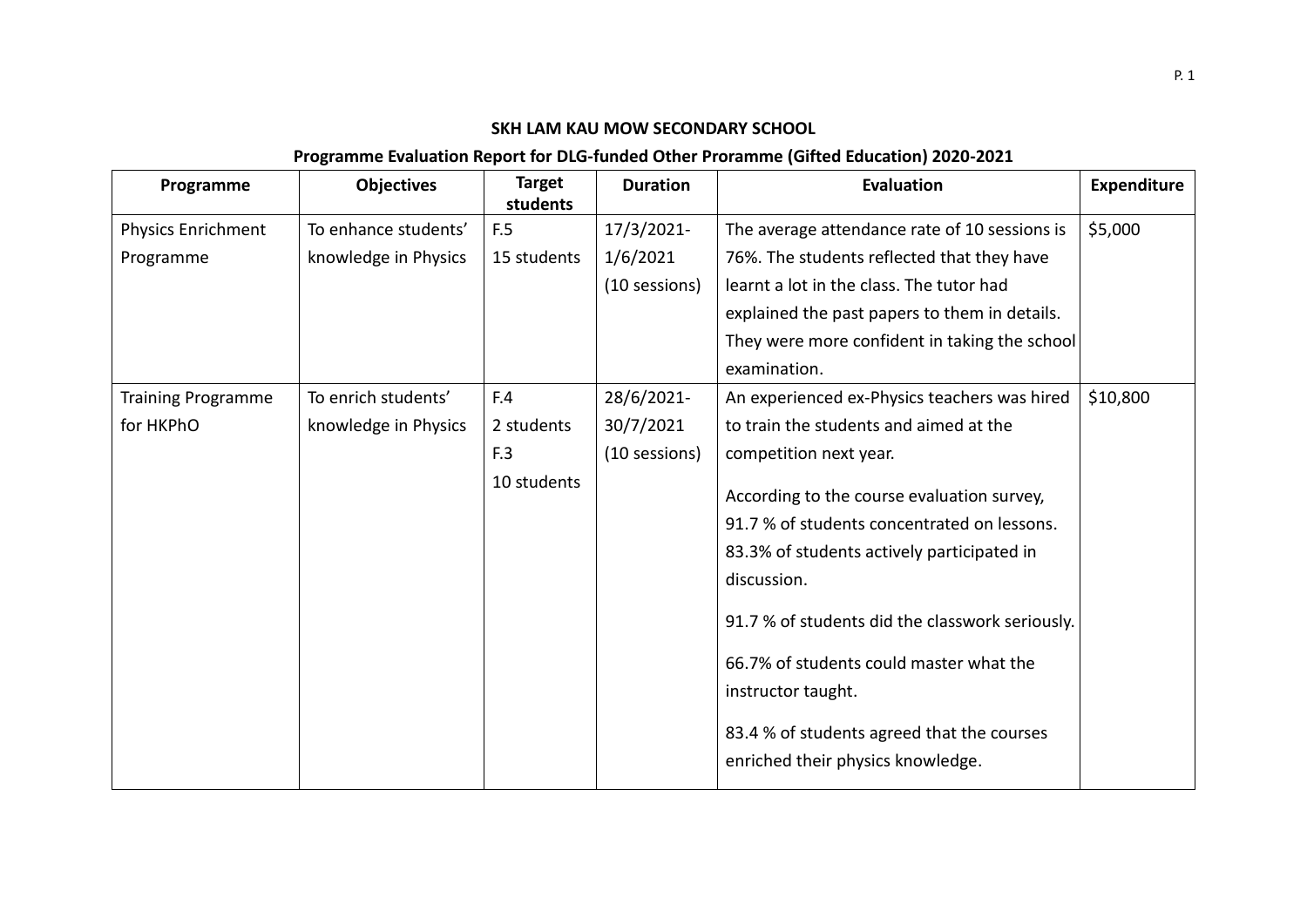**SKH LAM KAU MOW SECONDARY SCHOOL**

**Programme Evaluation Report for DLG-funded Other Proramme (Gifted Education) 2020-2021**

| Programme | Objectives | Target students | Duration | Evaluation | Expenditure |
|---|---|---|---|---|---|
| Physics Enrichment Programme | To enhance students' knowledge in Physics | F.5<br>15 students | 17/3/2021-<br>1/6/2021<br>(10 sessions) | The average attendance rate of 10 sessions is 76%. The students reflected that they have learnt a lot in the class. The tutor had explained the past papers to them in details. They were more confident in taking the school examination. | $5,000 |
| Training Programme for HKPhO | To enrich students' knowledge in Physics | F.4<br>2 students<br>F.3<br>10 students | 28/6/2021-<br>30/7/2021<br>(10 sessions) | An experienced ex-Physics teachers was hired to train the students and aimed at the competition next year.<br><br>According to the course evaluation survey, 91.7 % of students concentrated on lessons. 83.3% of students actively participated in discussion.<br><br>91.7 % of students did the classwork seriously.<br><br>66.7% of students could master what the instructor taught.<br><br>83.4 % of students agreed that the courses enriched their physics knowledge. | $10,800 |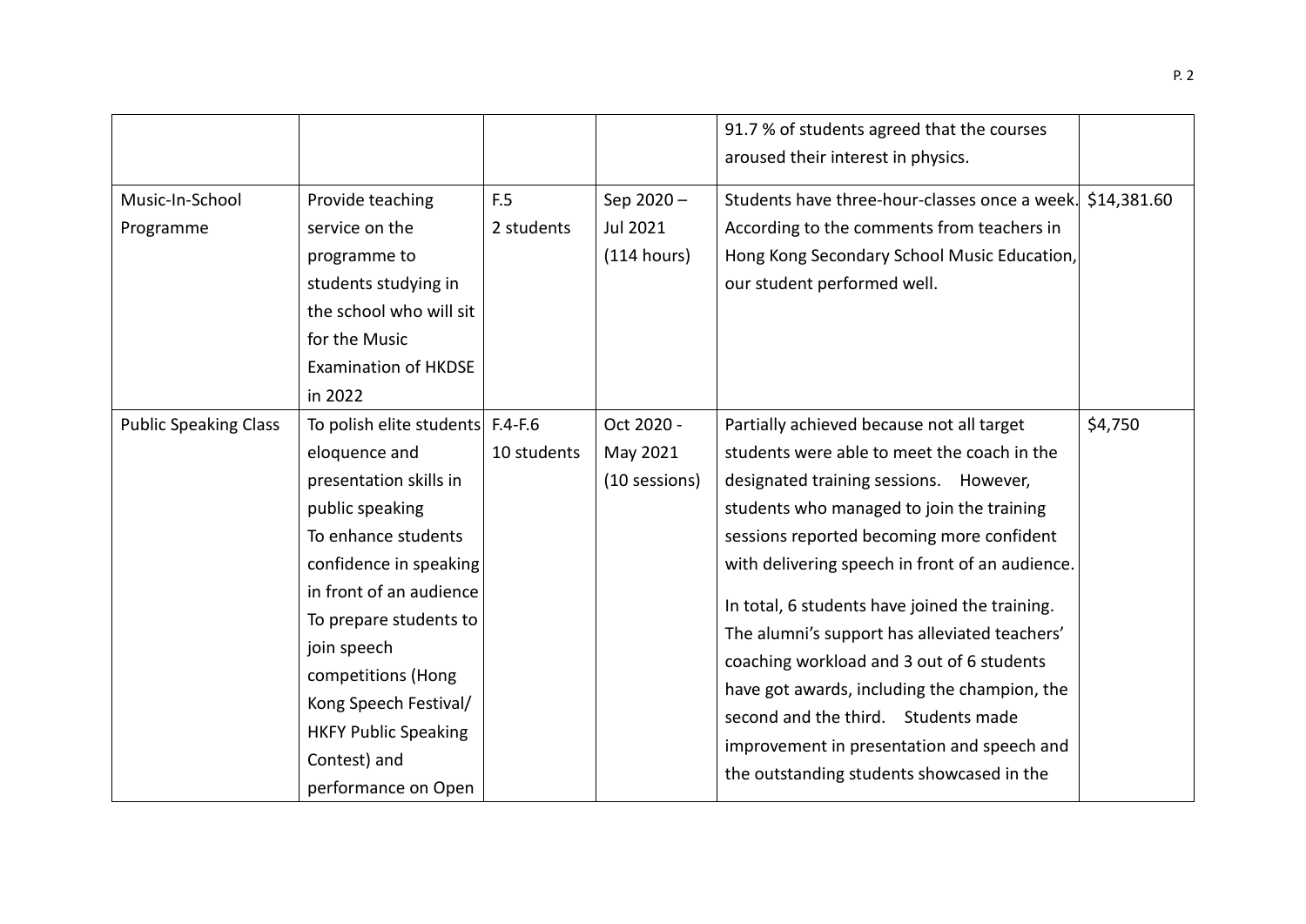| | | | | 91.7 % of students agreed that the courses aroused their interest in physics. | |
|---|---|---|---|---|---|
| Music-In-School Programme | Provide teaching service on the programme to students studying in the school who will sit for the Music Examination of HKDSE in 2022 | F.5<br>2 students | Sep 2020 – Jul 2021<br>(114 hours) | Students have three-hour-classes once a week. According to the comments from teachers in Hong Kong Secondary School Music Education, our student performed well. | $14,381.60 |
| Public Speaking Class | To polish elite students eloquence and presentation skills in public speaking<br>To enhance students confidence in speaking in front of an audience<br>To prepare students to join speech competitions (Hong Kong Speech Festival/ HKFY Public Speaking Contest) and performance on Open | F.4-F.6<br>10 students | Oct 2020 - May 2021<br>(10 sessions) | Partially achieved because not all target students were able to meet the coach in the designated training sessions. However, students who managed to join the training sessions reported becoming more confident with delivering speech in front of an audience.<br><br>In total, 6 students have joined the training. The alumni's support has alleviated teachers' coaching workload and 3 out of 6 students have got awards, including the champion, the second and the third. Students made improvement in presentation and speech and the outstanding students showcased in the | $4,750 |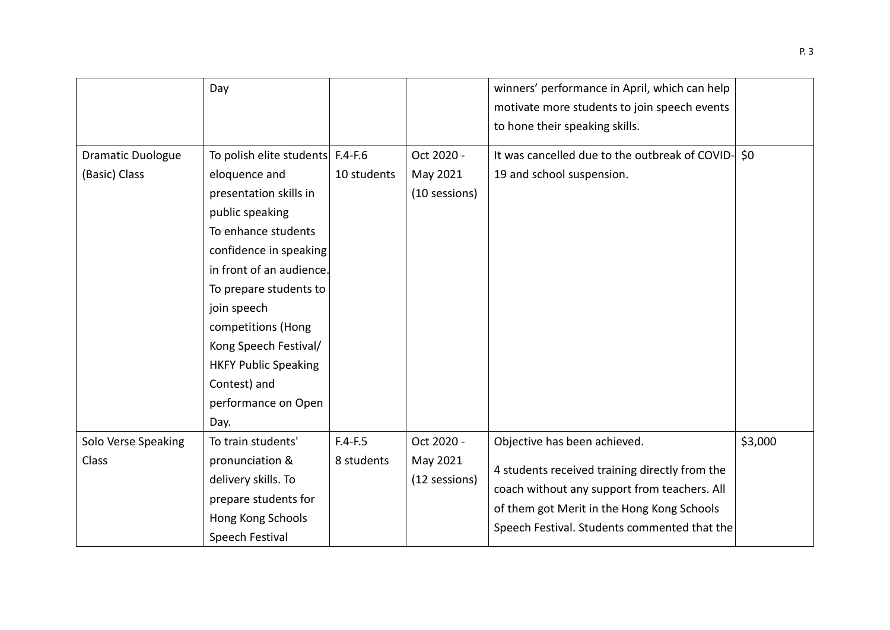| | | | | | |
|---|---|---|---|---|---|
| | Day | | | winners' performance in April, which can help motivate more students to join speech events to hone their speaking skills. | |
| Dramatic Duologue (Basic) Class | To polish elite students eloquence and presentation skills in public speaking<br>To enhance students confidence in speaking in front of an audience.<br>To prepare students to join speech competitions (Hong Kong Speech Festival/ HKFY Public Speaking Contest) and performance on Open Day. | F.4-F.6<br>10 students | Oct 2020 - May 2021<br>(10 sessions) | It was cancelled due to the outbreak of COVID-19 and school suspension. | $0 |
| Solo Verse Speaking Class | To train students' pronunciation & delivery skills. To prepare students for Hong Kong Schools Speech Festival | F.4-F.5<br>8 students | Oct 2020 - May 2021<br>(12 sessions) | Objective has been achieved.<br><br>4 students received training directly from the coach without any support from teachers. All of them got Merit in the Hong Kong Schools Speech Festival. Students commented that the | $3,000 |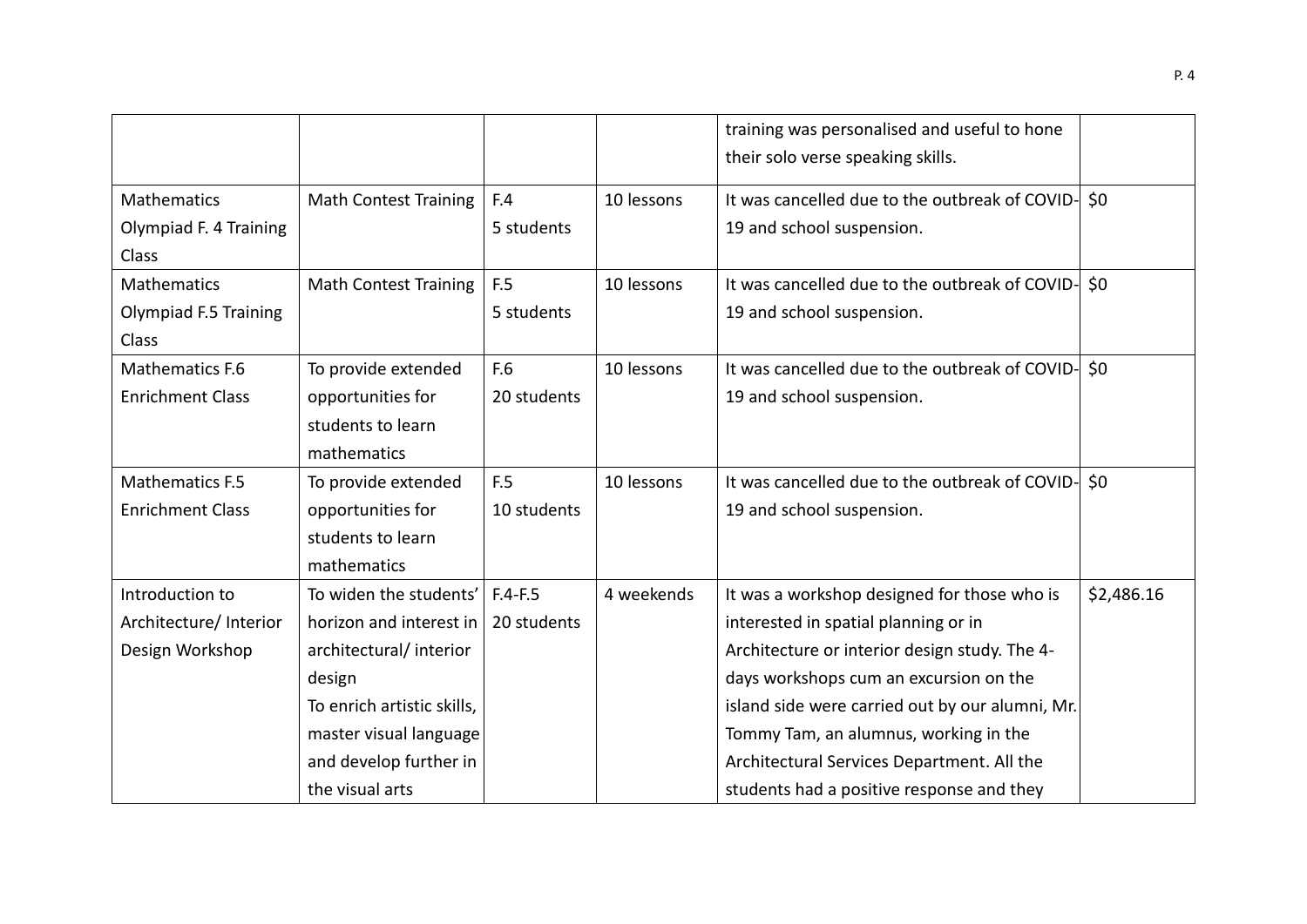| | | | | training was personalised and useful to hone their solo verse speaking skills. | |
|---|---|---|---|---|---|
| Mathematics Olympiad F. 4 Training Class | Math Contest Training | F.4<br>5 students | 10 lessons | It was cancelled due to the outbreak of COVID-19 and school suspension. | $0 |
| Mathematics Olympiad F.5 Training Class | Math Contest Training | F.5<br>5 students | 10 lessons | It was cancelled due to the outbreak of COVID-19 and school suspension. | $0 |
| Mathematics F.6 Enrichment Class | To provide extended opportunities for students to learn mathematics | F.6<br>20 students | 10 lessons | It was cancelled due to the outbreak of COVID-19 and school suspension. | $0 |
| Mathematics F.5 Enrichment Class | To provide extended opportunities for students to learn mathematics | F.5<br>10 students | 10 lessons | It was cancelled due to the outbreak of COVID-19 and school suspension. | $0 |
| Introduction to Architecture/ Interior Design Workshop | To widen the students' horizon and interest in architectural/ interior design<br>To enrich artistic skills, master visual language and develop further in the visual arts | F.4-F.5<br>20 students | 4 weekends | It was a workshop designed for those who is interested in spatial planning or in Architecture or interior design study. The 4-days workshops cum an excursion on the island side were carried out by our alumni, Mr. Tommy Tam, an alumnus, working in the Architectural Services Department. All the students had a positive response and they | $2,486.16 |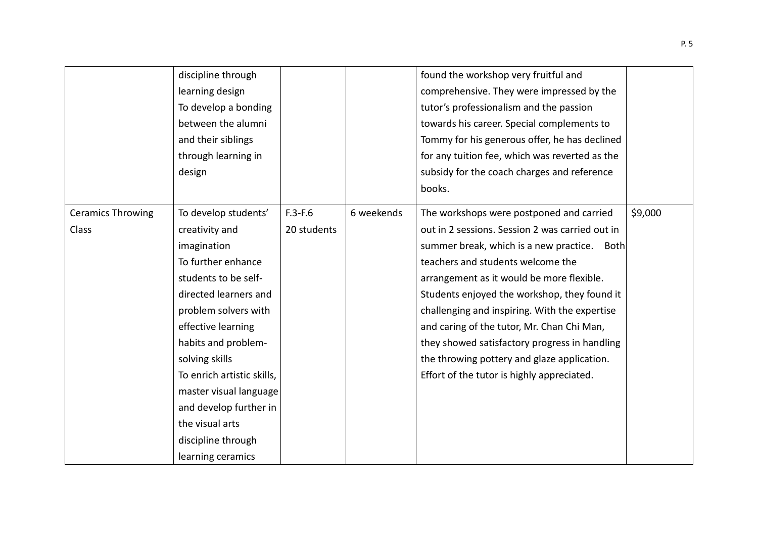| | | | | | |
|---|---|---|---|---|---|
| | discipline through learning design<br>To develop a bonding between the alumni and their siblings through learning in design | | | found the workshop very fruitful and comprehensive. They were impressed by the tutor's professionalism and the passion towards his career. Special complements to Tommy for his generous offer, he has declined for any tuition fee, which was reverted as the subsidy for the coach charges and reference books. | |
| Ceramics Throwing Class | To develop students' creativity and imagination<br>To further enhance students to be self-directed learners and problem solvers with effective learning habits and problem-solving skills<br>To enrich artistic skills, master visual language and develop further in the visual arts discipline through learning ceramics | F.3-F.6<br>20 students | 6 weekends | The workshops were postponed and carried out in 2 sessions. Session 2 was carried out in summer break, which is a new practice. Both teachers and students welcome the arrangement as it would be more flexible. Students enjoyed the workshop, they found it challenging and inspiring. With the expertise and caring of the tutor, Mr. Chan Chi Man, they showed satisfactory progress in handling the throwing pottery and glaze application. Effort of the tutor is highly appreciated. | $9,000 |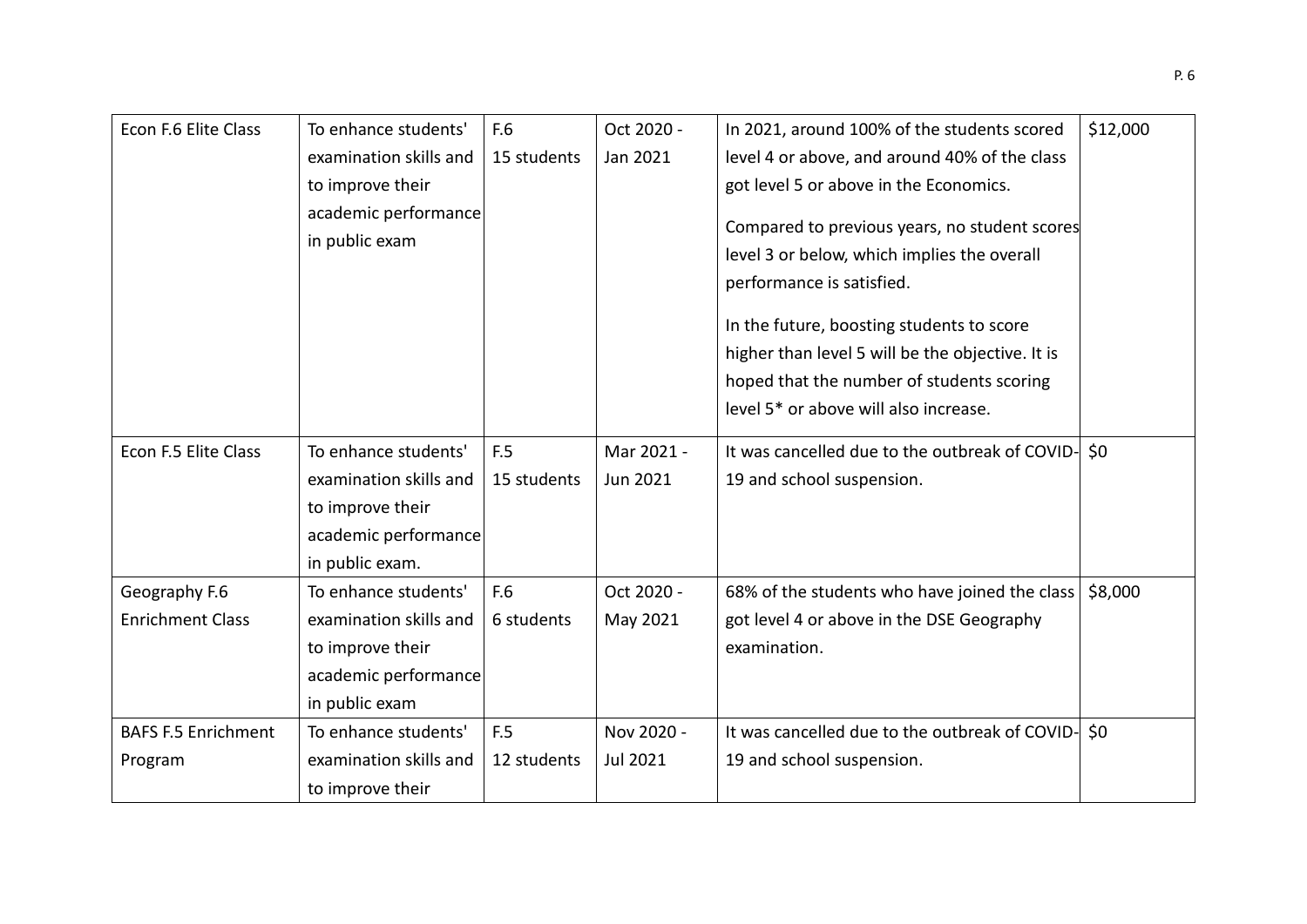| Econ F.6 Elite Class | To enhance students' examination skills and to improve their academic performance in public exam | F.6<br>15 students | Oct 2020 - Jan 2021 | In 2021, around 100% of the students scored level 4 or above, and around 40% of the class got level 5 or above in the Economics.<br><br>Compared to previous years, no student scores level 3 or below, which implies the overall performance is satisfied.<br><br>In the future, boosting students to score higher than level 5 will be the objective. It is hoped that the number of students scoring level 5* or above will also increase. | $12,000 |
|---|---|---|---|---|---|
| Econ F.5 Elite Class | To enhance students' examination skills and to improve their academic performance in public exam. | F.5<br>15 students | Mar 2021 - Jun 2021 | It was cancelled due to the outbreak of COVID-19 and school suspension. | $0 |
| Geography F.6 Enrichment Class | To enhance students' examination skills and to improve their academic performance in public exam | F.6<br>6 students | Oct 2020 - May 2021 | 68% of the students who have joined the class got level 4 or above in the DSE Geography examination. | $8,000 |
| BAFS F.5 Enrichment Program | To enhance students' examination skills and to improve their | F.5<br>12 students | Nov 2020 - Jul 2021 | It was cancelled due to the outbreak of COVID-19 and school suspension. | $0 |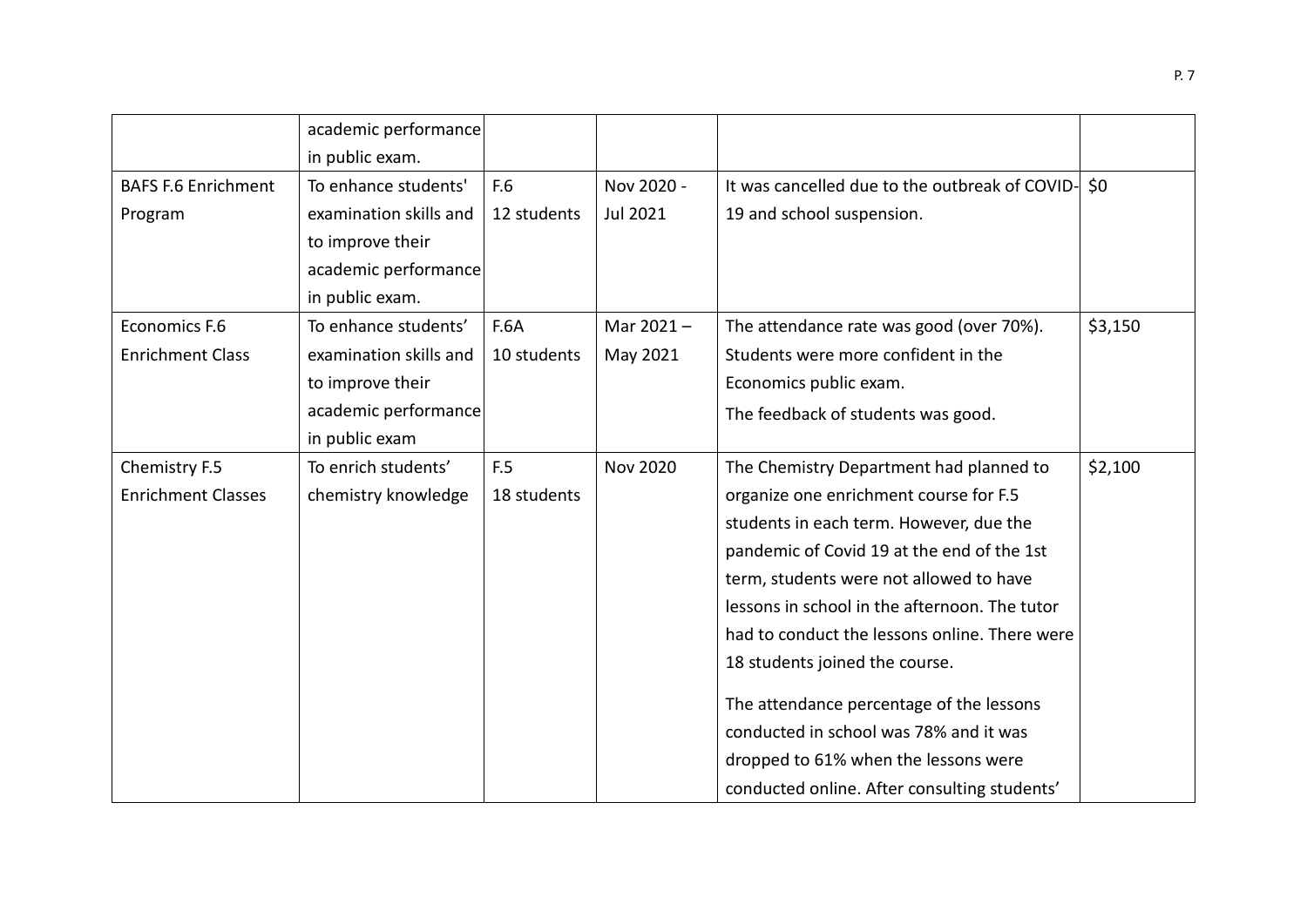| | | | | | |
|---|---|---|---|---|---|
| | academic performance in public exam. | | | | |
| BAFS F.6 Enrichment Program | To enhance students' examination skills and to improve their academic performance in public exam. | F.6<br>12 students | Nov 2020 - Jul 2021 | It was cancelled due to the outbreak of COVID-19 and school suspension. | $0 |
| Economics F.6 Enrichment Class | To enhance students' examination skills and to improve their academic performance in public exam | F.6A<br>10 students | Mar 2021 – May 2021 | The attendance rate was good (over 70%). Students were more confident in the Economics public exam.<br>The feedback of students was good. | $3,150 |
| Chemistry F.5 Enrichment Classes | To enrich students' chemistry knowledge | F.5<br>18 students | Nov 2020 | The Chemistry Department had planned to organize one enrichment course for F.5 students in each term. However, due the pandemic of Covid 19 at the end of the 1st term, students were not allowed to have lessons in school in the afternoon. The tutor had to conduct the lessons online. There were 18 students joined the course.<br><br>The attendance percentage of the lessons conducted in school was 78% and it was dropped to 61% when the lessons were conducted online. After consulting students' | $2,100 |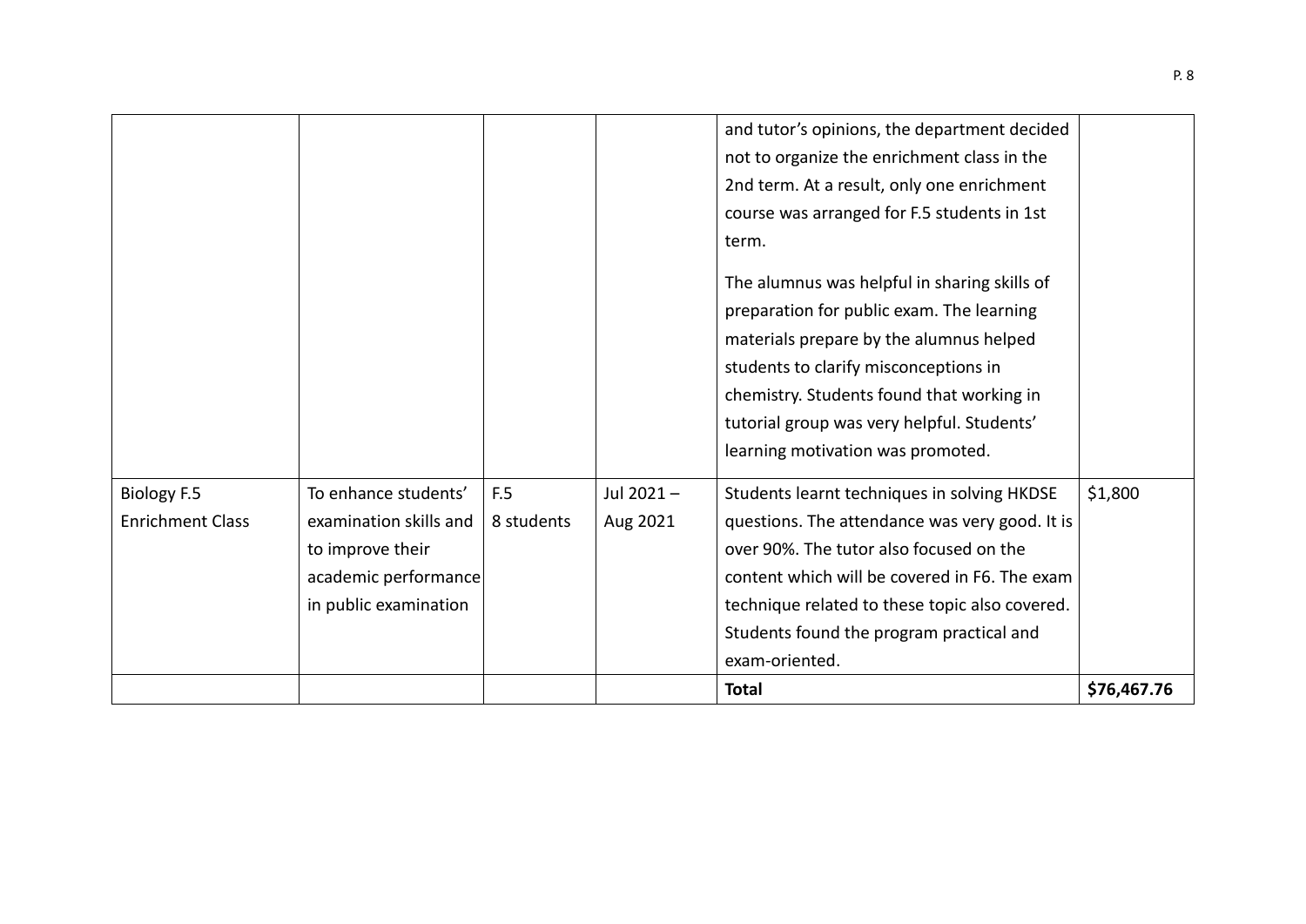| | | | | | |
|---|---|---|---|---|---|
| | | | | and tutor's opinions, the department decided not to organize the enrichment class in the 2nd term. At a result, only one enrichment course was arranged for F.5 students in 1st term.<br><br>The alumnus was helpful in sharing skills of preparation for public exam. The learning materials prepare by the alumnus helped students to clarify misconceptions in chemistry. Students found that working in tutorial group was very helpful. Students' learning motivation was promoted. | |
| Biology F.5 Enrichment Class | To enhance students' examination skills and to improve their academic performance in public examination | F.5<br>8 students | Jul 2021 – Aug 2021 | Students learnt techniques in solving HKDSE questions. The attendance was very good. It is over 90%. The tutor also focused on the content which will be covered in F6. The exam technique related to these topic also covered. Students found the program practical and exam-oriented. | $1,800 |
| | | | | **Total** | **$76,467.76** |